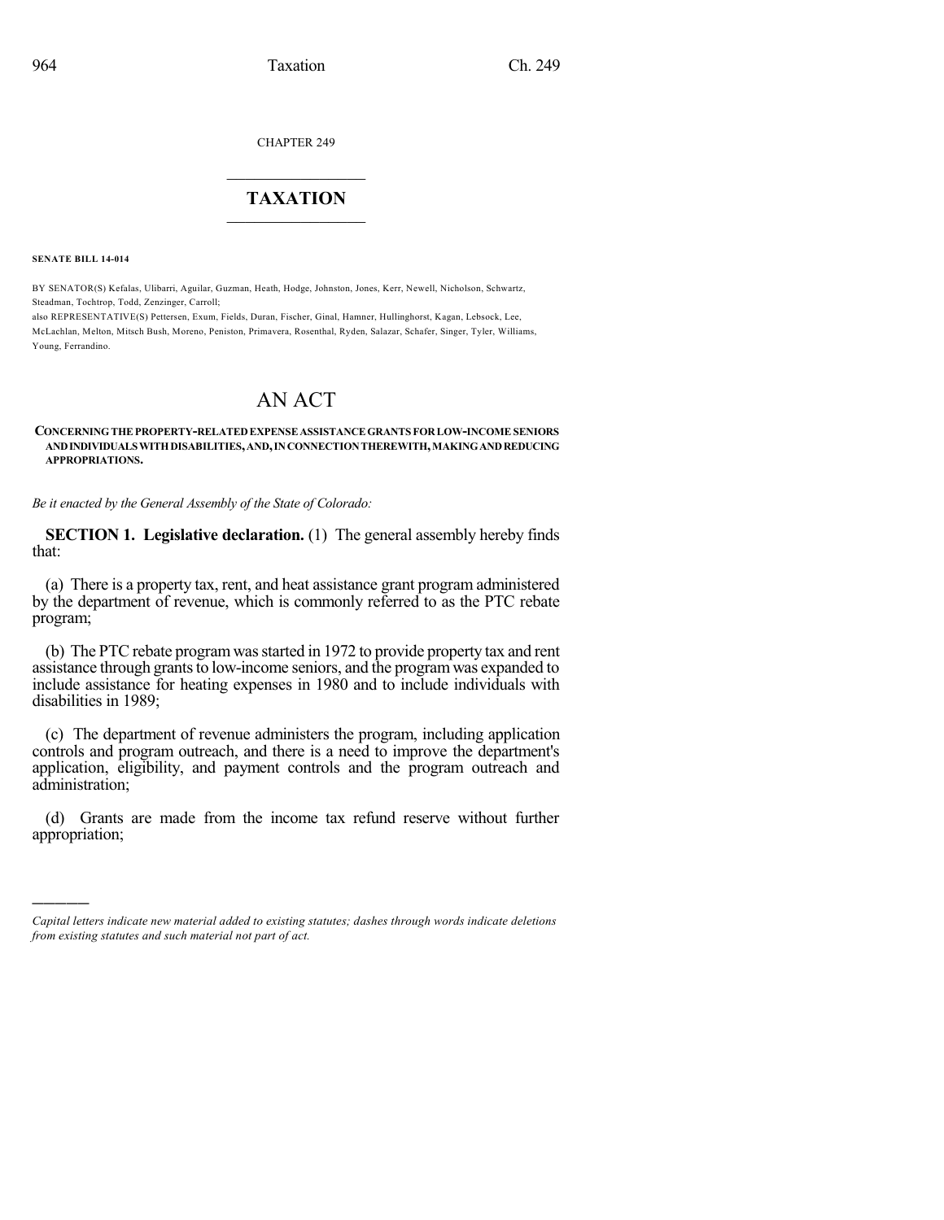CHAPTER 249

# TAXATION

**SENATE BILL 14-014**

BY SENATOR(S) Kefalas, Ulibarri, Aguilar, Guzman, Heath, Hodge, Johnston, Jones, Kerr, Newell, Nicholson, Schwartz, Steadman, Tochtrop, Todd, Zenzinger, Carroll;
also REPRESENTATIVE(S) Pettersen, Exum, Fields, Duran, Fischer, Ginal, Hamner, Hullinghorst, Kagan, Lebsock, Lee, McLachlan, Melton, Mitsch Bush, Moreno, Peniston, Primavera, Rosenthal, Ryden, Salazar, Schafer, Singer, Tyler, Williams, Young, Ferrandino.

# AN ACT

**CONCERNING THE PROPERTY-RELATED EXPENSE ASSISTANCE GRANTS FOR LOW-INCOME SENIORS AND INDIVIDUALS WITH DISABILITIES, AND, IN CONNECTION THEREWITH, MAKING AND REDUCING APPROPRIATIONS.**

*Be it enacted by the General Assembly of the State of Colorado:*

**SECTION 1. Legislative declaration.** (1) The general assembly hereby finds that:

(a) There is a property tax, rent, and heat assistance grant program administered by the department of revenue, which is commonly referred to as the PTC rebate program;

(b) The PTC rebate program was started in 1972 to provide property tax and rent assistance through grants to low-income seniors, and the program was expanded to include assistance for heating expenses in 1980 and to include individuals with disabilities in 1989;

(c) The department of revenue administers the program, including application controls and program outreach, and there is a need to improve the department's application, eligibility, and payment controls and the program outreach and administration;

(d) Grants are made from the income tax refund reserve without further appropriation;

---

*Capital letters indicate new material added to existing statutes; dashes through words indicate deletions from existing statutes and such material not part of act.*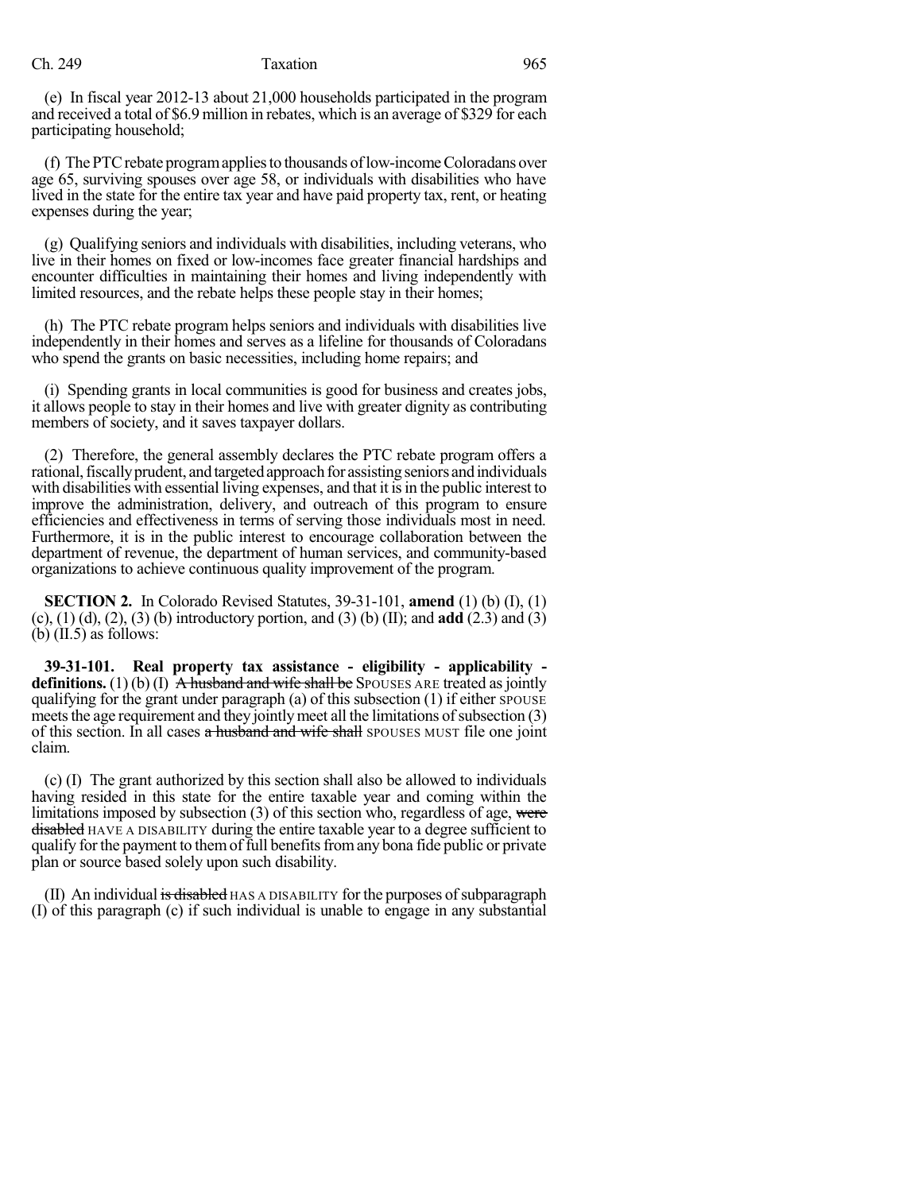(e) In fiscal year 2012-13 about 21,000 households participated in the program and received a total of $6.9 million in rebates, which is an average of $329 for each participating household;

(f) The PTC rebate program applies to thousands of low-income Coloradans over age 65, surviving spouses over age 58, or individuals with disabilities who have lived in the state for the entire tax year and have paid property tax, rent, or heating expenses during the year;

(g) Qualifying seniors and individuals with disabilities, including veterans, who live in their homes on fixed or low-incomes face greater financial hardships and encounter difficulties in maintaining their homes and living independently with limited resources, and the rebate helps these people stay in their homes;

(h) The PTC rebate program helps seniors and individuals with disabilities live independently in their homes and serves as a lifeline for thousands of Coloradans who spend the grants on basic necessities, including home repairs; and

(i) Spending grants in local communities is good for business and creates jobs, it allows people to stay in their homes and live with greater dignity as contributing members of society, and it saves taxpayer dollars.

(2) Therefore, the general assembly declares the PTC rebate program offers a rational, fiscally prudent, and targeted approach for assisting seniors and individuals with disabilities with essential living expenses, and that it is in the public interest to improve the administration, delivery, and outreach of this program to ensure efficiencies and effectiveness in terms of serving those individuals most in need. Furthermore, it is in the public interest to encourage collaboration between the department of revenue, the department of human services, and community-based organizations to achieve continuous quality improvement of the program.

**SECTION 2.** In Colorado Revised Statutes, 39-31-101, **amend** (1) (b) (I), (1) (c), (1) (d), (2), (3) (b) introductory portion, and (3) (b) (II); and **add** (2.3) and (3) (b) (II.5) as follows:

**39-31-101. Real property tax assistance - eligibility - applicability - definitions.** (1) (b) (I) ~~A husband and wife shall be~~ SPOUSES ARE treated as jointly qualifying for the grant under paragraph (a) of this subsection (1) if either SPOUSE meets the age requirement and they jointly meet all the limitations of subsection (3) of this section. In all cases ~~a husband and wife shall~~ SPOUSES MUST file one joint claim.

(c) (I) The grant authorized by this section shall also be allowed to individuals having resided in this state for the entire taxable year and coming within the limitations imposed by subsection (3) of this section who, regardless of age, ~~were disabled~~ HAVE A DISABILITY during the entire taxable year to a degree sufficient to qualify for the payment to them of full benefits from any bona fide public or private plan or source based solely upon such disability.

(II) An individual ~~is disabled~~ HAS A DISABILITY for the purposes of subparagraph (I) of this paragraph (c) if such individual is unable to engage in any substantial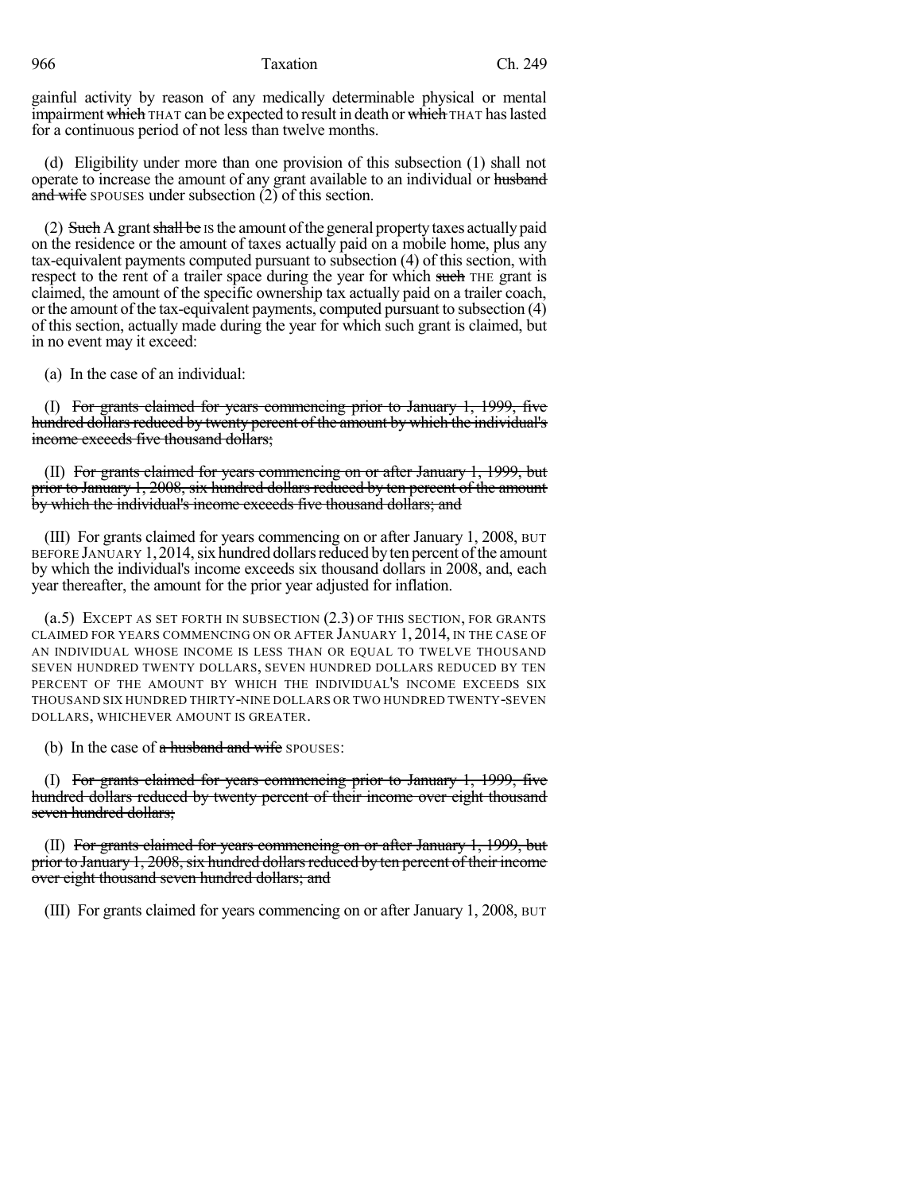gainful activity by reason of any medically determinable physical or mental impairment ~~which~~ THAT can be expected to result in death or ~~which~~ THAT has lasted for a continuous period of not less than twelve months.

(d) Eligibility under more than one provision of this subsection (1) shall not operate to increase the amount of any grant available to an individual or ~~husband and wife~~ SPOUSES under subsection (2) of this section.

(2) ~~Such~~ A grant ~~shall be~~ IS the amount of the general property taxes actually paid on the residence or the amount of taxes actually paid on a mobile home, plus any tax-equivalent payments computed pursuant to subsection (4) of this section, with respect to the rent of a trailer space during the year for which ~~such~~ THE grant is claimed, the amount of the specific ownership tax actually paid on a trailer coach, or the amount of the tax-equivalent payments, computed pursuant to subsection (4) of this section, actually made during the year for which such grant is claimed, but in no event may it exceed:

(a) In the case of an individual:

(I) ~~For grants claimed for years commencing prior to January 1, 1999, five hundred dollars reduced by twenty percent of the amount by which the individual's income exceeds five thousand dollars;~~

(II) ~~For grants claimed for years commencing on or after January 1, 1999, but prior to January 1, 2008, six hundred dollars reduced by ten percent of the amount by which the individual's income exceeds five thousand dollars; and~~

(III) For grants claimed for years commencing on or after January 1, 2008, BUT BEFORE JANUARY 1, 2014, six hundred dollars reduced by ten percent of the amount by which the individual's income exceeds six thousand dollars in 2008, and, each year thereafter, the amount for the prior year adjusted for inflation.

(a.5) EXCEPT AS SET FORTH IN SUBSECTION (2.3) OF THIS SECTION, FOR GRANTS CLAIMED FOR YEARS COMMENCING ON OR AFTER JANUARY 1, 2014, IN THE CASE OF AN INDIVIDUAL WHOSE INCOME IS LESS THAN OR EQUAL TO TWELVE THOUSAND SEVEN HUNDRED TWENTY DOLLARS, SEVEN HUNDRED DOLLARS REDUCED BY TEN PERCENT OF THE AMOUNT BY WHICH THE INDIVIDUAL'S INCOME EXCEEDS SIX THOUSAND SIX HUNDRED THIRTY-NINE DOLLARS OR TWO HUNDRED TWENTY-SEVEN DOLLARS, WHICHEVER AMOUNT IS GREATER.

(b) In the case of ~~a husband and wife~~ SPOUSES:

(I) ~~For grants claimed for years commencing prior to January 1, 1999, five hundred dollars reduced by twenty percent of their income over eight thousand seven hundred dollars;~~

(II) ~~For grants claimed for years commencing on or after January 1, 1999, but prior to January 1, 2008, six hundred dollars reduced by ten percent of their income over eight thousand seven hundred dollars; and~~

(III) For grants claimed for years commencing on or after January 1, 2008, BUT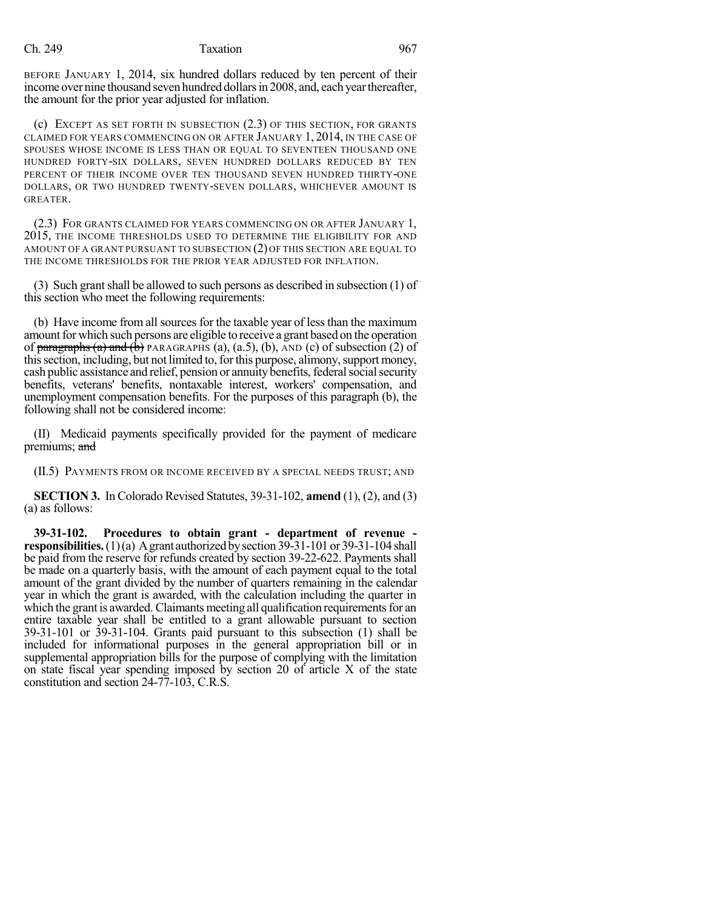BEFORE JANUARY 1, 2014, six hundred dollars reduced by ten percent of their income over nine thousand seven hundred dollars in 2008, and, each year thereafter, the amount for the prior year adjusted for inflation.

(c) EXCEPT AS SET FORTH IN SUBSECTION (2.3) OF THIS SECTION, FOR GRANTS CLAIMED FOR YEARS COMMENCING ON OR AFTER JANUARY 1, 2014, IN THE CASE OF SPOUSES WHOSE INCOME IS LESS THAN OR EQUAL TO SEVENTEEN THOUSAND ONE HUNDRED FORTY-SIX DOLLARS, SEVEN HUNDRED DOLLARS REDUCED BY TEN PERCENT OF THEIR INCOME OVER TEN THOUSAND SEVEN HUNDRED THIRTY-ONE DOLLARS, OR TWO HUNDRED TWENTY-SEVEN DOLLARS, WHICHEVER AMOUNT IS GREATER.

(2.3) FOR GRANTS CLAIMED FOR YEARS COMMENCING ON OR AFTER JANUARY 1, 2015, THE INCOME THRESHOLDS USED TO DETERMINE THE ELIGIBILITY FOR AND AMOUNT OF A GRANT PURSUANT TO SUBSECTION (2) OF THIS SECTION ARE EQUAL TO THE INCOME THRESHOLDS FOR THE PRIOR YEAR ADJUSTED FOR INFLATION.

(3) Such grant shall be allowed to such persons as described in subsection (1) of this section who meet the following requirements:

(b) Have income from all sources for the taxable year of less than the maximum amount for which such persons are eligible to receive a grant based on the operation of ~~paragraphs (a) and (b)~~ PARAGRAPHS (a), (a.5), (b), AND (c) of subsection (2) of this section, including, but not limited to, for this purpose, alimony, support money, cash public assistance and relief, pension or annuity benefits, federal social security benefits, veterans' benefits, nontaxable interest, workers' compensation, and unemployment compensation benefits. For the purposes of this paragraph (b), the following shall not be considered income:

(II) Medicaid payments specifically provided for the payment of medicare premiums; ~~and~~

(II.5) PAYMENTS FROM OR INCOME RECEIVED BY A SPECIAL NEEDS TRUST; AND

**SECTION 3.** In Colorado Revised Statutes, 39-31-102, **amend** (1), (2), and (3) (a) as follows:

**39-31-102. Procedures to obtain grant - department of revenue - responsibilities.** (1) (a) A grant authorized by section 39-31-101 or 39-31-104 shall be paid from the reserve for refunds created by section 39-22-622. Payments shall be made on a quarterly basis, with the amount of each payment equal to the total amount of the grant divided by the number of quarters remaining in the calendar year in which the grant is awarded, with the calculation including the quarter in which the grant is awarded. Claimants meeting all qualification requirements for an entire taxable year shall be entitled to a grant allowable pursuant to section 39-31-101 or 39-31-104. Grants paid pursuant to this subsection (1) shall be included for informational purposes in the general appropriation bill or in supplemental appropriation bills for the purpose of complying with the limitation on state fiscal year spending imposed by section 20 of article X of the state constitution and section 24-77-103, C.R.S.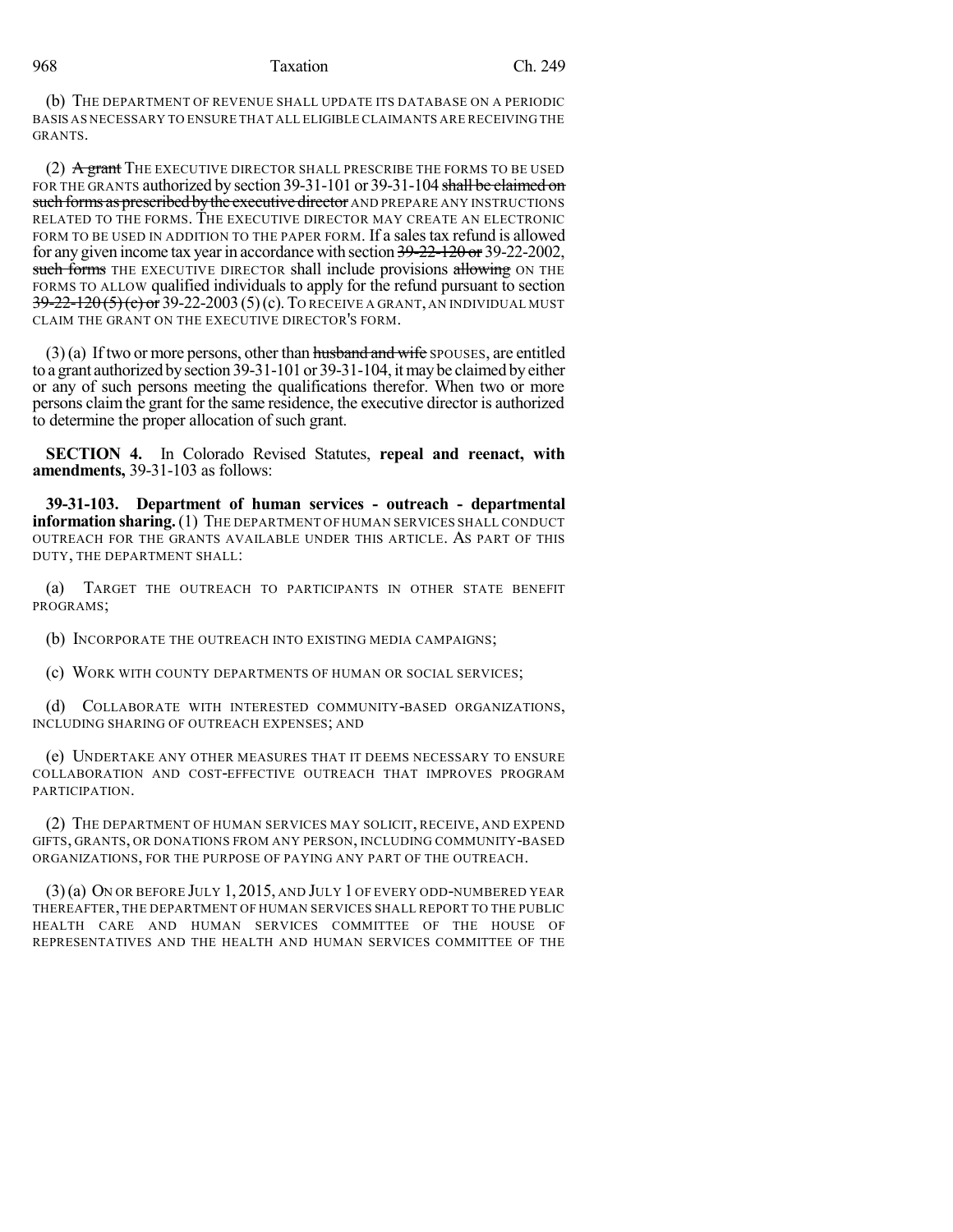(b) THE DEPARTMENT OF REVENUE SHALL UPDATE ITS DATABASE ON A PERIODIC BASIS AS NECESSARY TO ENSURE THAT ALL ELIGIBLE CLAIMANTS ARE RECEIVING THE GRANTS.

(2) ~~A grant~~ THE EXECUTIVE DIRECTOR SHALL PRESCRIBE THE FORMS TO BE USED FOR THE GRANTS authorized by section 39-31-101 or 39-31-104 ~~shall be claimed on such forms as prescribed by the executive director~~ AND PREPARE ANY INSTRUCTIONS RELATED TO THE FORMS. THE EXECUTIVE DIRECTOR MAY CREATE AN ELECTRONIC FORM TO BE USED IN ADDITION TO THE PAPER FORM. If a sales tax refund is allowed for any given income tax year in accordance with section ~~39-22-120 or~~ 39-22-2002, ~~such forms~~ THE EXECUTIVE DIRECTOR shall include provisions ~~allowing~~ ON THE FORMS TO ALLOW qualified individuals to apply for the refund pursuant to section ~~39-22-120 (5) (c) or~~ 39-22-2003 (5) (c). TO RECEIVE A GRANT, AN INDIVIDUAL MUST CLAIM THE GRANT ON THE EXECUTIVE DIRECTOR'S FORM.

(3) (a) If two or more persons, other than ~~husband and wife~~ SPOUSES, are entitled to a grant authorized by section 39-31-101 or 39-31-104, it may be claimed by either or any of such persons meeting the qualifications therefor. When two or more persons claim the grant for the same residence, the executive director is authorized to determine the proper allocation of such grant.

**SECTION 4.** In Colorado Revised Statutes, **repeal and reenact, with amendments,** 39-31-103 as follows:

**39-31-103. Department of human services - outreach - departmental information sharing.** (1) THE DEPARTMENT OF HUMAN SERVICES SHALL CONDUCT OUTREACH FOR THE GRANTS AVAILABLE UNDER THIS ARTICLE. AS PART OF THIS DUTY, THE DEPARTMENT SHALL:

(a) TARGET THE OUTREACH TO PARTICIPANTS IN OTHER STATE BENEFIT PROGRAMS;

(b) INCORPORATE THE OUTREACH INTO EXISTING MEDIA CAMPAIGNS;

(c) WORK WITH COUNTY DEPARTMENTS OF HUMAN OR SOCIAL SERVICES;

(d) COLLABORATE WITH INTERESTED COMMUNITY-BASED ORGANIZATIONS, INCLUDING SHARING OF OUTREACH EXPENSES; AND

(e) UNDERTAKE ANY OTHER MEASURES THAT IT DEEMS NECESSARY TO ENSURE COLLABORATION AND COST-EFFECTIVE OUTREACH THAT IMPROVES PROGRAM PARTICIPATION.

(2) THE DEPARTMENT OF HUMAN SERVICES MAY SOLICIT, RECEIVE, AND EXPEND GIFTS, GRANTS, OR DONATIONS FROM ANY PERSON, INCLUDING COMMUNITY-BASED ORGANIZATIONS, FOR THE PURPOSE OF PAYING ANY PART OF THE OUTREACH.

(3) (a) ON OR BEFORE JULY 1, 2015, AND JULY 1 OF EVERY ODD-NUMBERED YEAR THEREAFTER, THE DEPARTMENT OF HUMAN SERVICES SHALL REPORT TO THE PUBLIC HEALTH CARE AND HUMAN SERVICES COMMITTEE OF THE HOUSE OF REPRESENTATIVES AND THE HEALTH AND HUMAN SERVICES COMMITTEE OF THE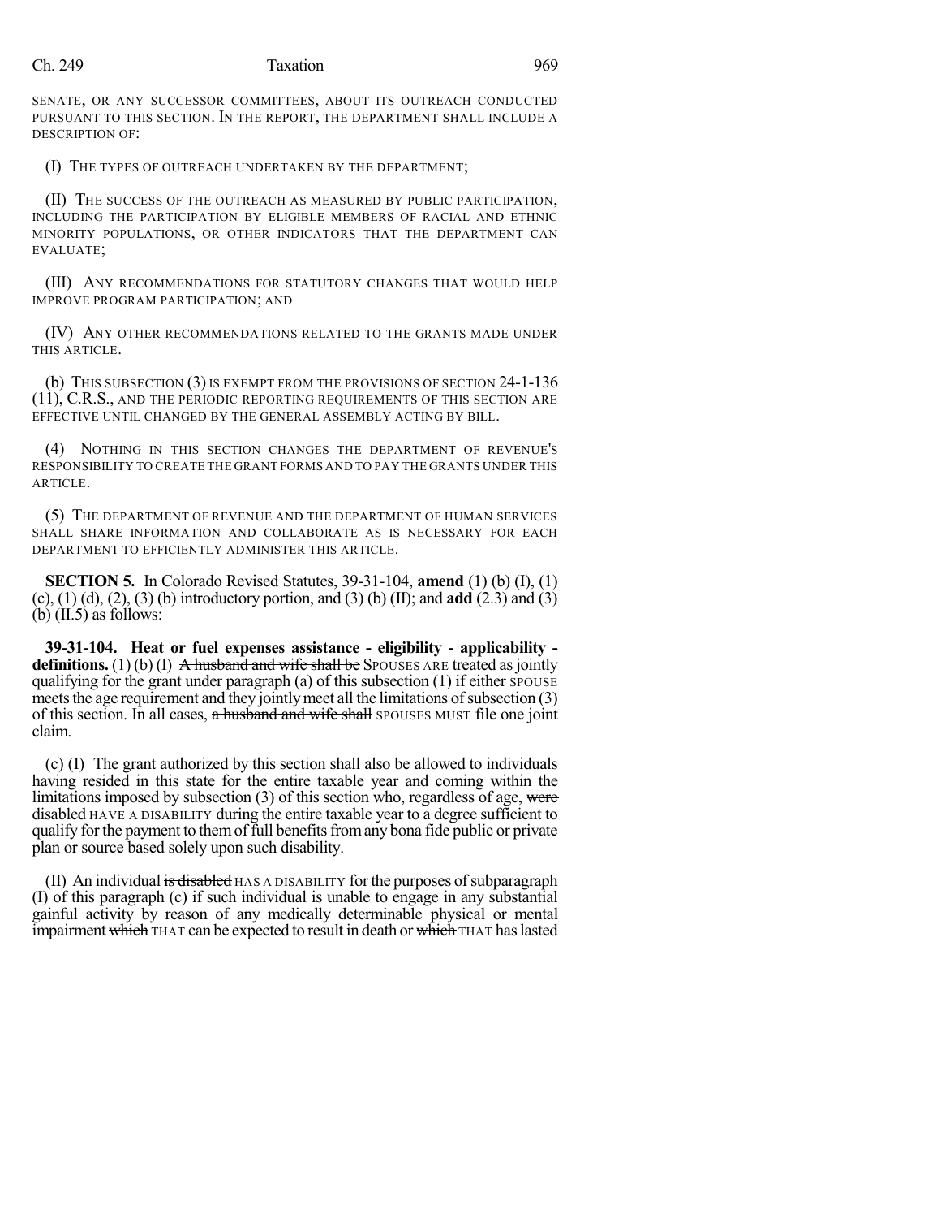SENATE, OR ANY SUCCESSOR COMMITTEES, ABOUT ITS OUTREACH CONDUCTED PURSUANT TO THIS SECTION. IN THE REPORT, THE DEPARTMENT SHALL INCLUDE A DESCRIPTION OF:

(I) THE TYPES OF OUTREACH UNDERTAKEN BY THE DEPARTMENT;

(II) THE SUCCESS OF THE OUTREACH AS MEASURED BY PUBLIC PARTICIPATION, INCLUDING THE PARTICIPATION BY ELIGIBLE MEMBERS OF RACIAL AND ETHNIC MINORITY POPULATIONS, OR OTHER INDICATORS THAT THE DEPARTMENT CAN EVALUATE;

(III) ANY RECOMMENDATIONS FOR STATUTORY CHANGES THAT WOULD HELP IMPROVE PROGRAM PARTICIPATION; AND

(IV) ANY OTHER RECOMMENDATIONS RELATED TO THE GRANTS MADE UNDER THIS ARTICLE.

(b) THIS SUBSECTION (3) IS EXEMPT FROM THE PROVISIONS OF SECTION 24-1-136 (11), C.R.S., AND THE PERIODIC REPORTING REQUIREMENTS OF THIS SECTION ARE EFFECTIVE UNTIL CHANGED BY THE GENERAL ASSEMBLY ACTING BY BILL.

(4) NOTHING IN THIS SECTION CHANGES THE DEPARTMENT OF REVENUE'S RESPONSIBILITY TO CREATE THE GRANT FORMS AND TO PAY THE GRANTS UNDER THIS ARTICLE.

(5) THE DEPARTMENT OF REVENUE AND THE DEPARTMENT OF HUMAN SERVICES SHALL SHARE INFORMATION AND COLLABORATE AS IS NECESSARY FOR EACH DEPARTMENT TO EFFICIENTLY ADMINISTER THIS ARTICLE.

**SECTION 5.** In Colorado Revised Statutes, 39-31-104, **amend** (1) (b) (I), (1) (c), (1) (d), (2), (3) (b) introductory portion, and (3) (b) (II); and **add** (2.3) and (3) (b) (II.5) as follows:

**39-31-104. Heat or fuel expenses assistance - eligibility - applicability - definitions.** (1) (b) (I) ~~A husband and wife shall be~~ SPOUSES ARE treated as jointly qualifying for the grant under paragraph (a) of this subsection (1) if either SPOUSE meets the age requirement and they jointly meet all the limitations of subsection (3) of this section. In all cases, ~~a husband and wife shall~~ SPOUSES MUST file one joint claim.

(c) (I) The grant authorized by this section shall also be allowed to individuals having resided in this state for the entire taxable year and coming within the limitations imposed by subsection (3) of this section who, regardless of age, ~~were disabled~~ HAVE A DISABILITY during the entire taxable year to a degree sufficient to qualify for the payment to them of full benefits from any bona fide public or private plan or source based solely upon such disability.

(II) An individual ~~is disabled~~ HAS A DISABILITY for the purposes of subparagraph (I) of this paragraph (c) if such individual is unable to engage in any substantial gainful activity by reason of any medically determinable physical or mental impairment ~~which~~ THAT can be expected to result in death or ~~which~~ THAT has lasted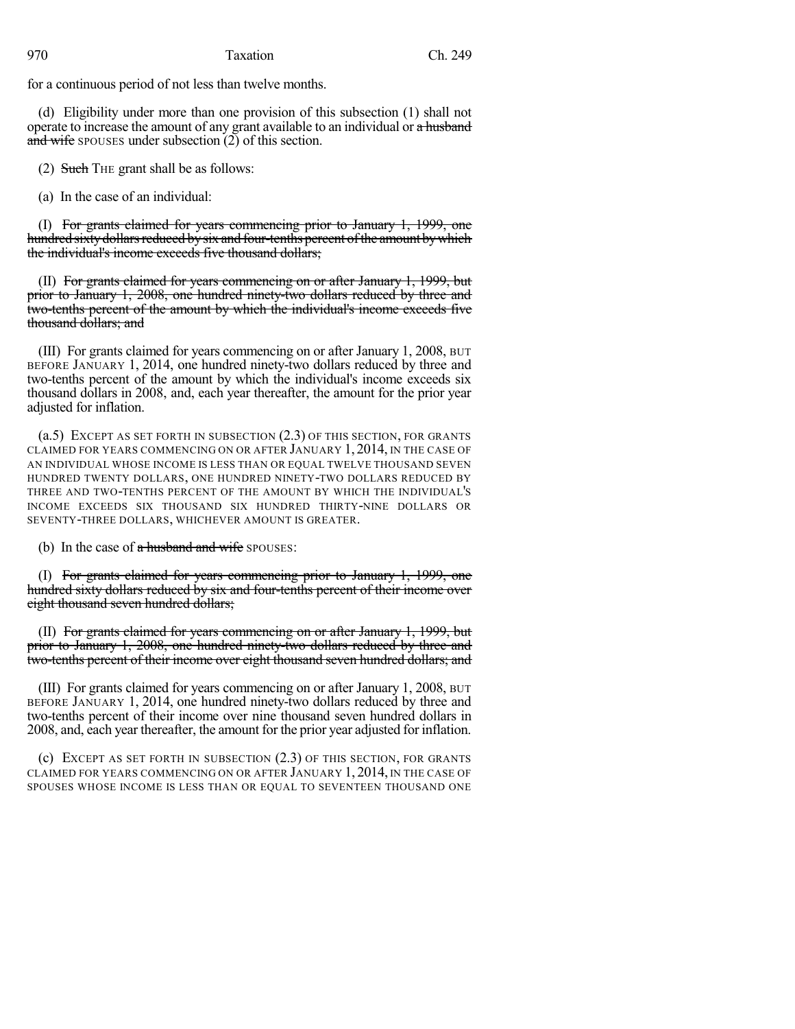for a continuous period of not less than twelve months.

(d) Eligibility under more than one provision of this subsection (1) shall not operate to increase the amount of any grant available to an individual or ~~a husband and wife~~ SPOUSES under subsection (2) of this section.

(2) ~~Such~~ THE grant shall be as follows:

(a) In the case of an individual:

(I) ~~For grants claimed for years commencing prior to January 1, 1999, one hundred sixty dollars reduced by six and four-tenths percent of the amount by which the individual's income exceeds five thousand dollars;~~

(II) ~~For grants claimed for years commencing on or after January 1, 1999, but prior to January 1, 2008, one hundred ninety-two dollars reduced by three and two-tenths percent of the amount by which the individual's income exceeds five thousand dollars; and~~

(III) For grants claimed for years commencing on or after January 1, 2008, BUT BEFORE JANUARY 1, 2014, one hundred ninety-two dollars reduced by three and two-tenths percent of the amount by which the individual's income exceeds six thousand dollars in 2008, and, each year thereafter, the amount for the prior year adjusted for inflation.

(a.5) EXCEPT AS SET FORTH IN SUBSECTION (2.3) OF THIS SECTION, FOR GRANTS CLAIMED FOR YEARS COMMENCING ON OR AFTER JANUARY 1, 2014, IN THE CASE OF AN INDIVIDUAL WHOSE INCOME IS LESS THAN OR EQUAL TWELVE THOUSAND SEVEN HUNDRED TWENTY DOLLARS, ONE HUNDRED NINETY-TWO DOLLARS REDUCED BY THREE AND TWO-TENTHS PERCENT OF THE AMOUNT BY WHICH THE INDIVIDUAL'S INCOME EXCEEDS SIX THOUSAND SIX HUNDRED THIRTY-NINE DOLLARS OR SEVENTY-THREE DOLLARS, WHICHEVER AMOUNT IS GREATER.

(b) In the case of ~~a husband and wife~~ SPOUSES:

(I) ~~For grants claimed for years commencing prior to January 1, 1999, one hundred sixty dollars reduced by six and four-tenths percent of their income over eight thousand seven hundred dollars;~~

(II) ~~For grants claimed for years commencing on or after January 1, 1999, but prior to January 1, 2008, one hundred ninety-two dollars reduced by three and two-tenths percent of their income over eight thousand seven hundred dollars; and~~

(III) For grants claimed for years commencing on or after January 1, 2008, BUT BEFORE JANUARY 1, 2014, one hundred ninety-two dollars reduced by three and two-tenths percent of their income over nine thousand seven hundred dollars in 2008, and, each year thereafter, the amount for the prior year adjusted for inflation.

(c) EXCEPT AS SET FORTH IN SUBSECTION (2.3) OF THIS SECTION, FOR GRANTS CLAIMED FOR YEARS COMMENCING ON OR AFTER JANUARY 1, 2014, IN THE CASE OF SPOUSES WHOSE INCOME IS LESS THAN OR EQUAL TO SEVENTEEN THOUSAND ONE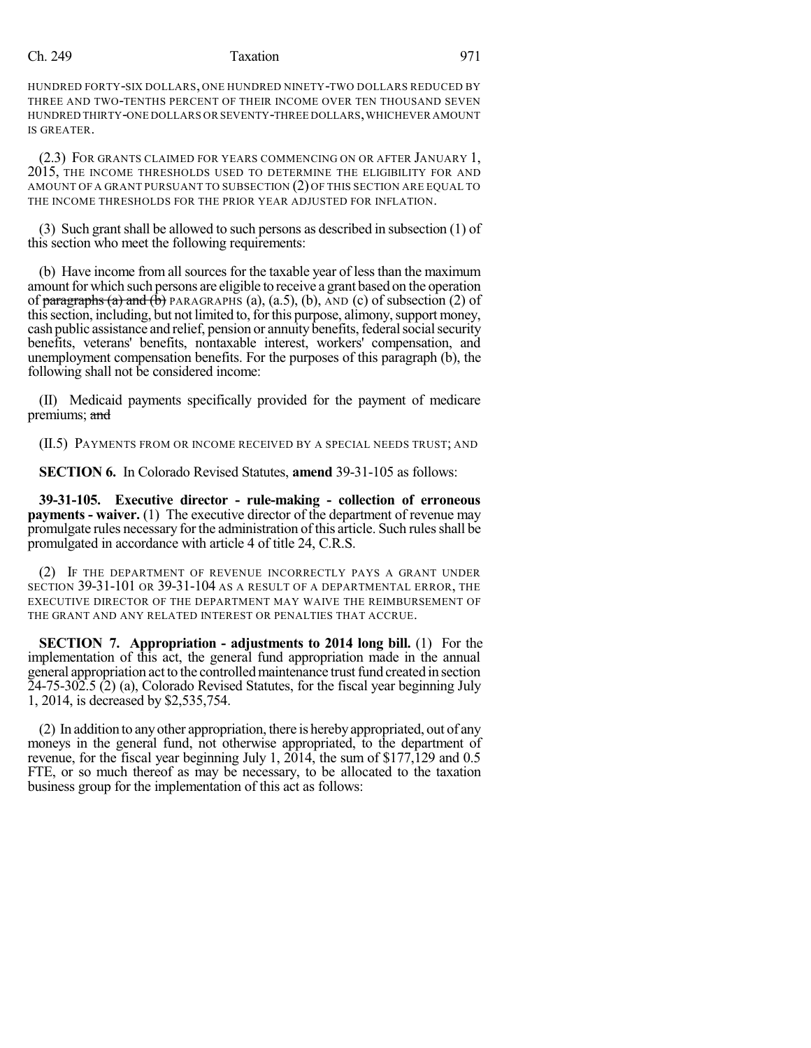HUNDRED FORTY-SIX DOLLARS, ONE HUNDRED NINETY-TWO DOLLARS REDUCED BY THREE AND TWO-TENTHS PERCENT OF THEIR INCOME OVER TEN THOUSAND SEVEN HUNDRED THIRTY-ONE DOLLARS OR SEVENTY-THREE DOLLARS, WHICHEVER AMOUNT IS GREATER.

(2.3) FOR GRANTS CLAIMED FOR YEARS COMMENCING ON OR AFTER JANUARY 1, 2015, THE INCOME THRESHOLDS USED TO DETERMINE THE ELIGIBILITY FOR AND AMOUNT OF A GRANT PURSUANT TO SUBSECTION (2) OF THIS SECTION ARE EQUAL TO THE INCOME THRESHOLDS FOR THE PRIOR YEAR ADJUSTED FOR INFLATION.

(3) Such grant shall be allowed to such persons as described in subsection (1) of this section who meet the following requirements:

(b) Have income from all sources for the taxable year of less than the maximum amount for which such persons are eligible to receive a grant based on the operation of ~~paragraphs (a) and (b)~~ PARAGRAPHS (a), (a.5), (b), AND (c) of subsection (2) of this section, including, but not limited to, for this purpose, alimony, support money, cash public assistance and relief, pension or annuity benefits, federal social security benefits, veterans' benefits, nontaxable interest, workers' compensation, and unemployment compensation benefits. For the purposes of this paragraph (b), the following shall not be considered income:

(II) Medicaid payments specifically provided for the payment of medicare premiums; ~~and~~

(II.5) PAYMENTS FROM OR INCOME RECEIVED BY A SPECIAL NEEDS TRUST; AND

**SECTION 6.** In Colorado Revised Statutes, **amend** 39-31-105 as follows:

**39-31-105. Executive director - rule-making - collection of erroneous payments - waiver.** (1) The executive director of the department of revenue may promulgate rules necessary for the administration of this article. Such rules shall be promulgated in accordance with article 4 of title 24, C.R.S.

(2) IF THE DEPARTMENT OF REVENUE INCORRECTLY PAYS A GRANT UNDER SECTION 39-31-101 OR 39-31-104 AS A RESULT OF A DEPARTMENTAL ERROR, THE EXECUTIVE DIRECTOR OF THE DEPARTMENT MAY WAIVE THE REIMBURSEMENT OF THE GRANT AND ANY RELATED INTEREST OR PENALTIES THAT ACCRUE.

**SECTION 7. Appropriation - adjustments to 2014 long bill.** (1) For the implementation of this act, the general fund appropriation made in the annual general appropriation act to the controlled maintenance trust fund created in section 24-75-302.5 (2) (a), Colorado Revised Statutes, for the fiscal year beginning July 1, 2014, is decreased by $2,535,754.

(2) In addition to any other appropriation, there is hereby appropriated, out of any moneys in the general fund, not otherwise appropriated, to the department of revenue, for the fiscal year beginning July 1, 2014, the sum of $177,129 and 0.5 FTE, or so much thereof as may be necessary, to be allocated to the taxation business group for the implementation of this act as follows: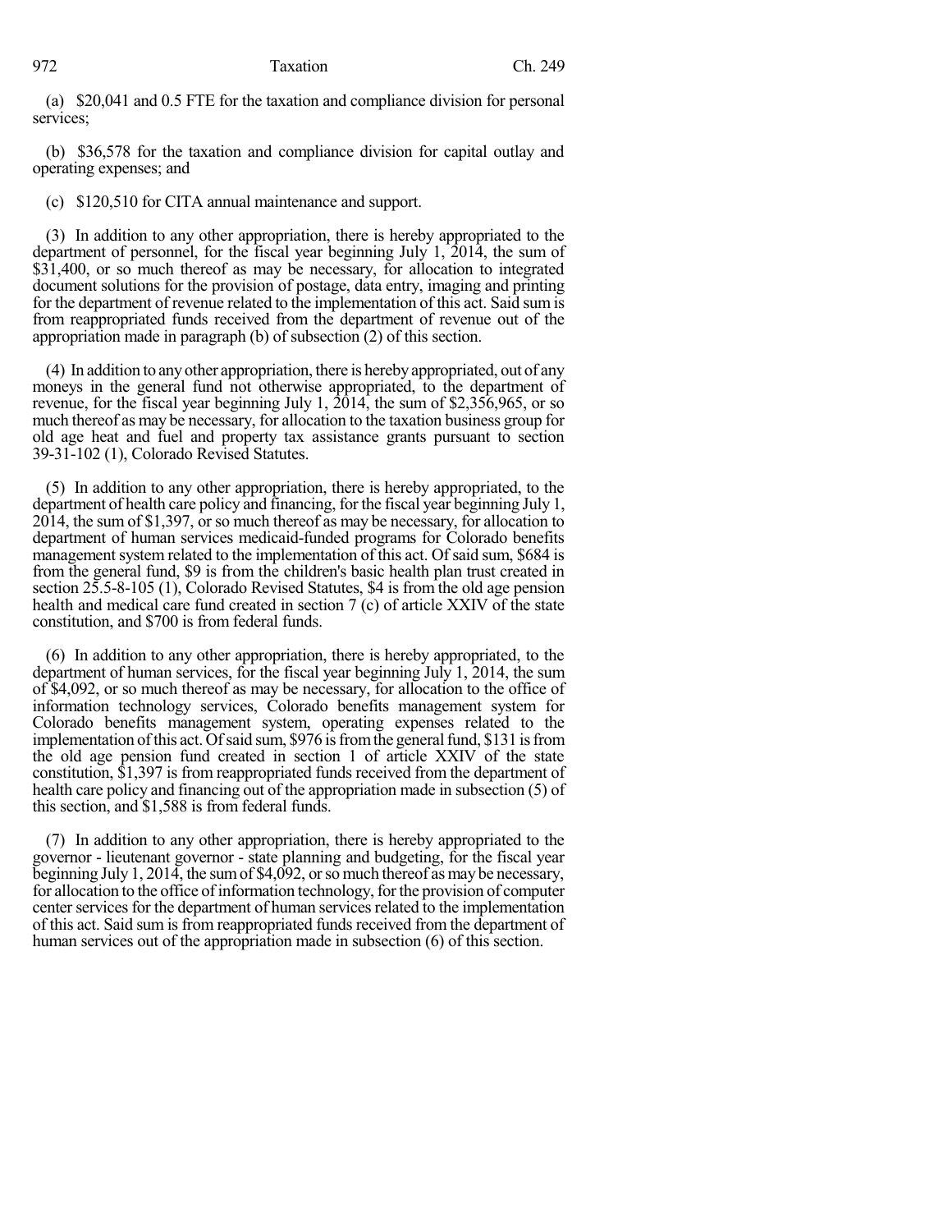(a) $20,041 and 0.5 FTE for the taxation and compliance division for personal services;

(b) $36,578 for the taxation and compliance division for capital outlay and operating expenses; and

(c) $120,510 for CITA annual maintenance and support.

(3) In addition to any other appropriation, there is hereby appropriated to the department of personnel, for the fiscal year beginning July 1, 2014, the sum of $31,400, or so much thereof as may be necessary, for allocation to integrated document solutions for the provision of postage, data entry, imaging and printing for the department of revenue related to the implementation of this act. Said sum is from reappropriated funds received from the department of revenue out of the appropriation made in paragraph (b) of subsection (2) of this section.

(4) In addition to any other appropriation, there is hereby appropriated, out of any moneys in the general fund not otherwise appropriated, to the department of revenue, for the fiscal year beginning July 1, 2014, the sum of $2,356,965, or so much thereof as may be necessary, for allocation to the taxation business group for old age heat and fuel and property tax assistance grants pursuant to section 39-31-102 (1), Colorado Revised Statutes.

(5) In addition to any other appropriation, there is hereby appropriated, to the department of health care policy and financing, for the fiscal year beginning July 1, 2014, the sum of $1,397, or so much thereof as may be necessary, for allocation to department of human services medicaid-funded programs for Colorado benefits management system related to the implementation of this act. Of said sum, $684 is from the general fund, $9 is from the children's basic health plan trust created in section 25.5-8-105 (1), Colorado Revised Statutes, $4 is from the old age pension health and medical care fund created in section 7 (c) of article XXIV of the state constitution, and $700 is from federal funds.

(6) In addition to any other appropriation, there is hereby appropriated, to the department of human services, for the fiscal year beginning July 1, 2014, the sum of $4,092, or so much thereof as may be necessary, for allocation to the office of information technology services, Colorado benefits management system for Colorado benefits management system, operating expenses related to the implementation of this act. Of said sum, $976 is from the general fund, $131 is from the old age pension fund created in section 1 of article XXIV of the state constitution, $1,397 is from reappropriated funds received from the department of health care policy and financing out of the appropriation made in subsection (5) of this section, and $1,588 is from federal funds.

(7) In addition to any other appropriation, there is hereby appropriated to the governor - lieutenant governor - state planning and budgeting, for the fiscal year beginning July 1, 2014, the sum of $4,092, or so much thereof as may be necessary, for allocation to the office of information technology, for the provision of computer center services for the department of human services related to the implementation of this act. Said sum is from reappropriated funds received from the department of human services out of the appropriation made in subsection (6) of this section.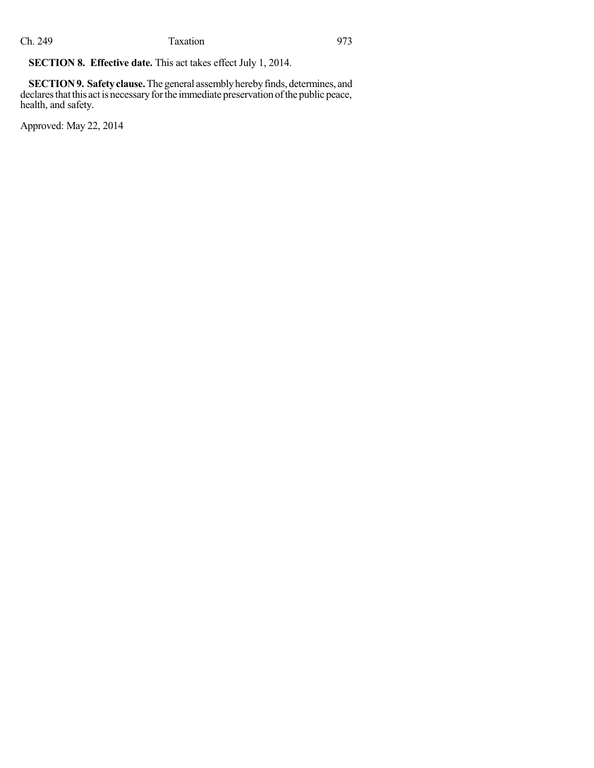**SECTION 8. Effective date.** This act takes effect July 1, 2014.

**SECTION 9. Safety clause.** The general assembly hereby finds, determines, and declares that this act is necessary for the immediate preservation of the public peace, health, and safety.

Approved: May 22, 2014